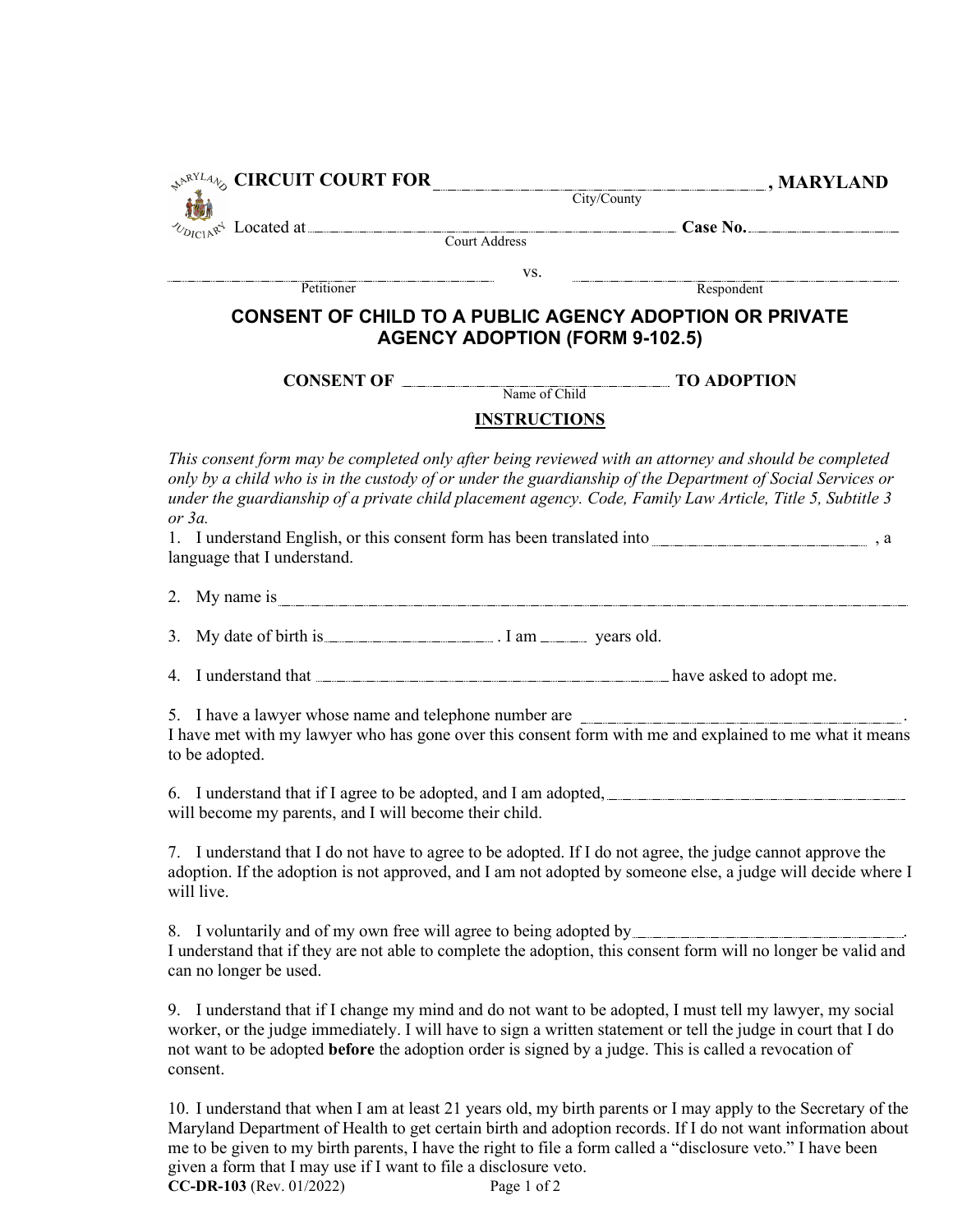**CIRCUIT COURT FOR** ______________________________ **, MARYLAND**
City/County

Located at ______________________________ **Case No.** ______________
Court Address

______________________________ vs. ______________________________
Petitioner                                                  Respondent

## CONSENT OF CHILD TO A PUBLIC AGENCY ADOPTION OR PRIVATE AGENCY ADOPTION (FORM 9-102.5)

**CONSENT OF** ______________________________ **TO ADOPTION**
Name of Child

### INSTRUCTIONS

*This consent form may be completed only after being reviewed with an attorney and should be completed only by a child who is in the custody of or under the guardianship of the Department of Social Services or under the guardianship of a private child placement agency. Code, Family Law Article, Title 5, Subtitle 3 or 3a.*

1. I understand English, or this consent form has been translated into ______________________ , a language that I understand.

2. My name is ______________________________________________

3. My date of birth is ______________________ . I am ______ years old.

4. I understand that ______________________________ have asked to adopt me.

5. I have a lawyer whose name and telephone number are ______________________________ . I have met with my lawyer who has gone over this consent form with me and explained to me what it means to be adopted.

6. I understand that if I agree to be adopted, and I am adopted, ______________________________ will become my parents, and I will become their child.

7. I understand that I do not have to agree to be adopted. If I do not agree, the judge cannot approve the adoption. If the adoption is not approved, and I am not adopted by someone else, a judge will decide where I will live.

8. I voluntarily and of my own free will agree to being adopted by ______________________________ . I understand that if they are not able to complete the adoption, this consent form will no longer be valid and can no longer be used.

9. I understand that if I change my mind and do not want to be adopted, I must tell my lawyer, my social worker, or the judge immediately. I will have to sign a written statement or tell the judge in court that I do not want to be adopted **before** the adoption order is signed by a judge. This is called a revocation of consent.

10. I understand that when I am at least 21 years old, my birth parents or I may apply to the Secretary of the Maryland Department of Health to get certain birth and adoption records. If I do not want information about me to be given to my birth parents, I have the right to file a form called a "disclosure veto." I have been given a form that I may use if I want to file a disclosure veto.

**CC-DR-103** (Rev. 01/2022)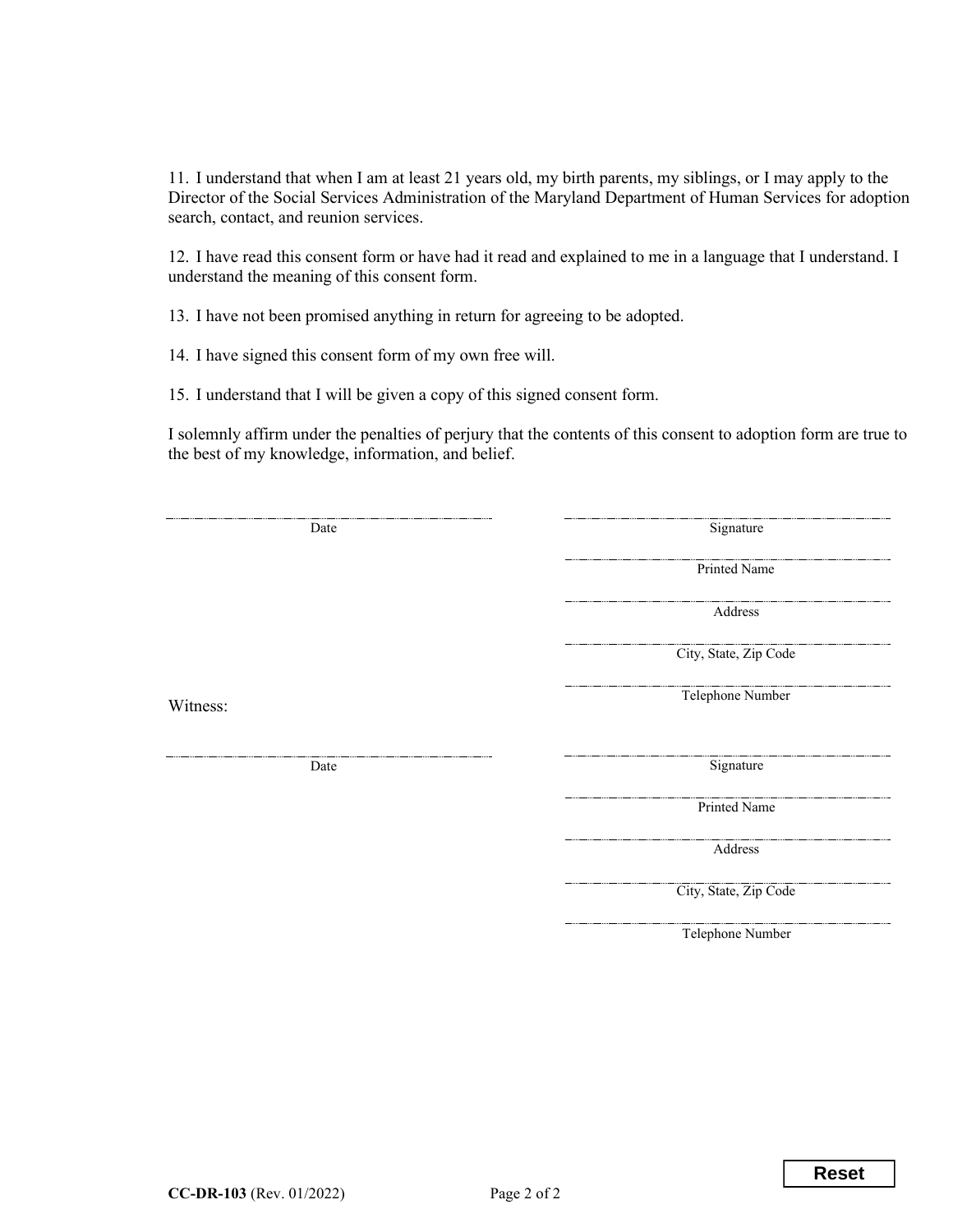11. I understand that when I am at least 21 years old, my birth parents, my siblings, or I may apply to the Director of the Social Services Administration of the Maryland Department of Human Services for adoption search, contact, and reunion services.

12. I have read this consent form or have had it read and explained to me in a language that I understand. I understand the meaning of this consent form.

13. I have not been promised anything in return for agreeing to be adopted.

14. I have signed this consent form of my own free will.

15. I understand that I will be given a copy of this signed consent form.

I solemnly affirm under the penalties of perjury that the contents of this consent to adoption form are true to the best of my knowledge, information, and belief.

| | |
|---|---|
| ______________________ Date | ______________________ Signature |
| | ______________________ Printed Name |
| | ______________________ Address |
| | ______________________ City, State, Zip Code |
| | ______________________ Telephone Number |

Witness:

| | |
|---|---|
| ______________________ Date | ______________________ Signature |
| | ______________________ Printed Name |
| | ______________________ Address |
| | ______________________ City, State, Zip Code |
| | ______________________ Telephone Number |

**CC-DR-103** (Rev. 01/2022)

Reset